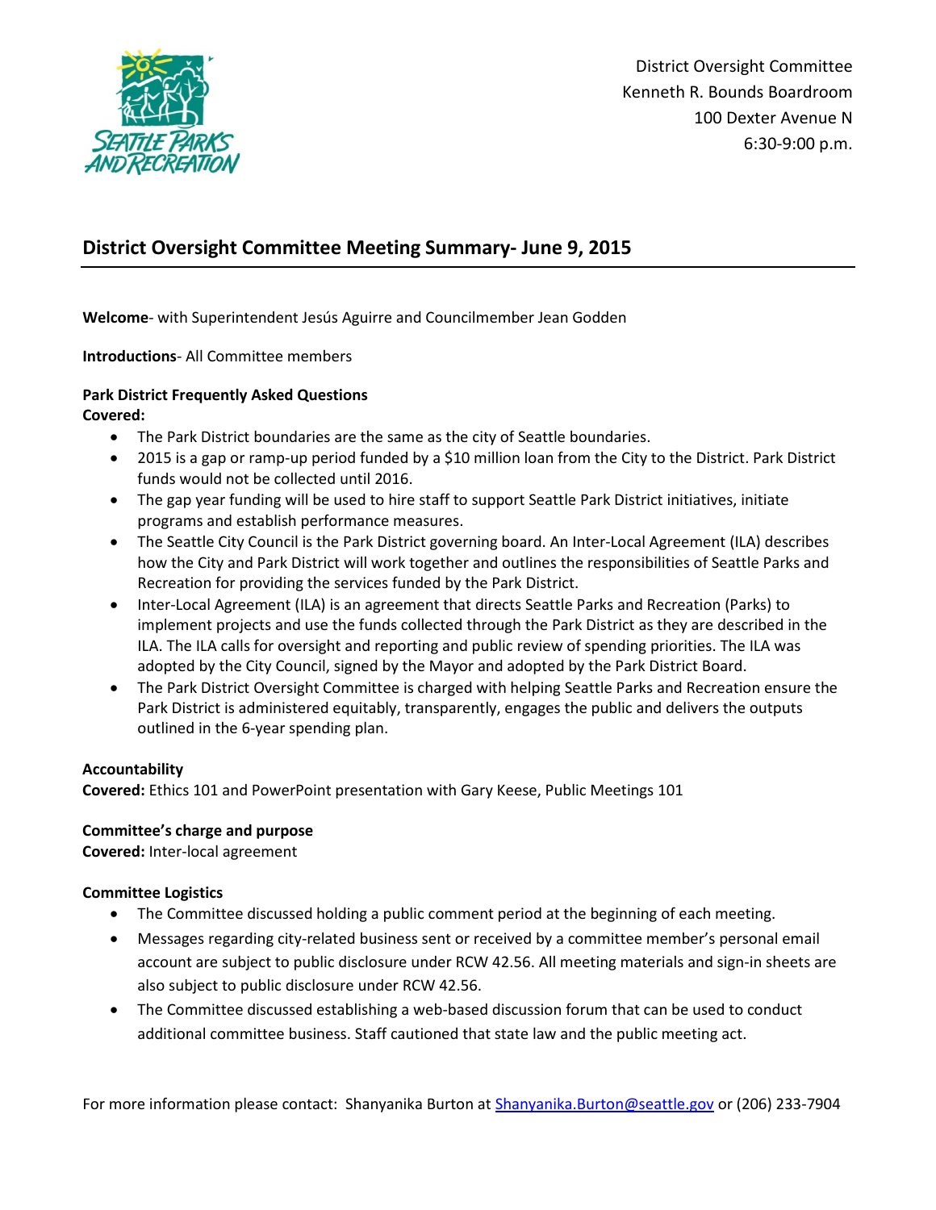District Oversight Committee
Kenneth R. Bounds Boardroom
100 Dexter Avenue N
6:30-9:00 p.m.

## District Oversight Committee Meeting Summary- June 9, 2015

**Welcome**- with Superintendent Jesús Aguirre and Councilmember Jean Godden

**Introductions**- All Committee members

**Park District Frequently Asked Questions**
**Covered:**

- The Park District boundaries are the same as the city of Seattle boundaries.
- 2015 is a gap or ramp-up period funded by a $10 million loan from the City to the District. Park District funds would not be collected until 2016.
- The gap year funding will be used to hire staff to support Seattle Park District initiatives, initiate programs and establish performance measures.
- The Seattle City Council is the Park District governing board. An Inter-Local Agreement (ILA) describes how the City and Park District will work together and outlines the responsibilities of Seattle Parks and Recreation for providing the services funded by the Park District.
- Inter-Local Agreement (ILA) is an agreement that directs Seattle Parks and Recreation (Parks) to implement projects and use the funds collected through the Park District as they are described in the ILA. The ILA calls for oversight and reporting and public review of spending priorities. The ILA was adopted by the City Council, signed by the Mayor and adopted by the Park District Board.
- The Park District Oversight Committee is charged with helping Seattle Parks and Recreation ensure the Park District is administered equitably, transparently, engages the public and delivers the outputs outlined in the 6-year spending plan.

**Accountability**
**Covered:** Ethics 101 and PowerPoint presentation with Gary Keese, Public Meetings 101

**Committee's charge and purpose**
**Covered:** Inter-local agreement

**Committee Logistics**

- The Committee discussed holding a public comment period at the beginning of each meeting.
- Messages regarding city-related business sent or received by a committee member's personal email account are subject to public disclosure under RCW 42.56. All meeting materials and sign-in sheets are also subject to public disclosure under RCW 42.56.
- The Committee discussed establishing a web-based discussion forum that can be used to conduct additional committee business. Staff cautioned that state law and the public meeting act.

For more information please contact: Shanyanika Burton at Shanyanika.Burton@seattle.gov or (206) 233-7904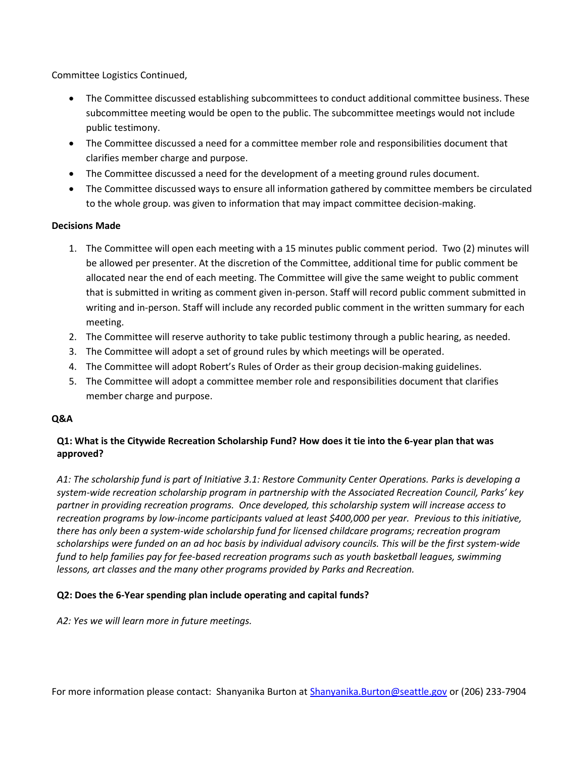Committee Logistics Continued,

- The Committee discussed establishing subcommittees to conduct additional committee business. These subcommittee meeting would be open to the public. The subcommittee meetings would not include public testimony.
- The Committee discussed a need for a committee member role and responsibilities document that clarifies member charge and purpose.
- The Committee discussed a need for the development of a meeting ground rules document.
- The Committee discussed ways to ensure all information gathered by committee members be circulated to the whole group. was given to information that may impact committee decision-making.

**Decisions Made**

1. The Committee will open each meeting with a 15 minutes public comment period. Two (2) minutes will be allowed per presenter. At the discretion of the Committee, additional time for public comment be allocated near the end of each meeting. The Committee will give the same weight to public comment that is submitted in writing as comment given in-person. Staff will record public comment submitted in writing and in-person. Staff will include any recorded public comment in the written summary for each meeting.
2. The Committee will reserve authority to take public testimony through a public hearing, as needed.
3. The Committee will adopt a set of ground rules by which meetings will be operated.
4. The Committee will adopt Robert's Rules of Order as their group decision-making guidelines.
5. The Committee will adopt a committee member role and responsibilities document that clarifies member charge and purpose.

**Q&A**

**Q1: What is the Citywide Recreation Scholarship Fund? How does it tie into the 6-year plan that was approved?**

*A1: The scholarship fund is part of Initiative 3.1: Restore Community Center Operations. Parks is developing a system-wide recreation scholarship program in partnership with the Associated Recreation Council, Parks' key partner in providing recreation programs. Once developed, this scholarship system will increase access to recreation programs by low-income participants valued at least $400,000 per year. Previous to this initiative, there has only been a system-wide scholarship fund for licensed childcare programs; recreation program scholarships were funded on an ad hoc basis by individual advisory councils. This will be the first system-wide fund to help families pay for fee-based recreation programs such as youth basketball leagues, swimming lessons, art classes and the many other programs provided by Parks and Recreation.*

**Q2: Does the 6-Year spending plan include operating and capital funds?**

*A2: Yes we will learn more in future meetings.*

For more information please contact: Shanyanika Burton at [Shanyanika.Burton@seattle.gov](mailto:Shanyanika.Burton@seattle.gov) or (206) 233-7904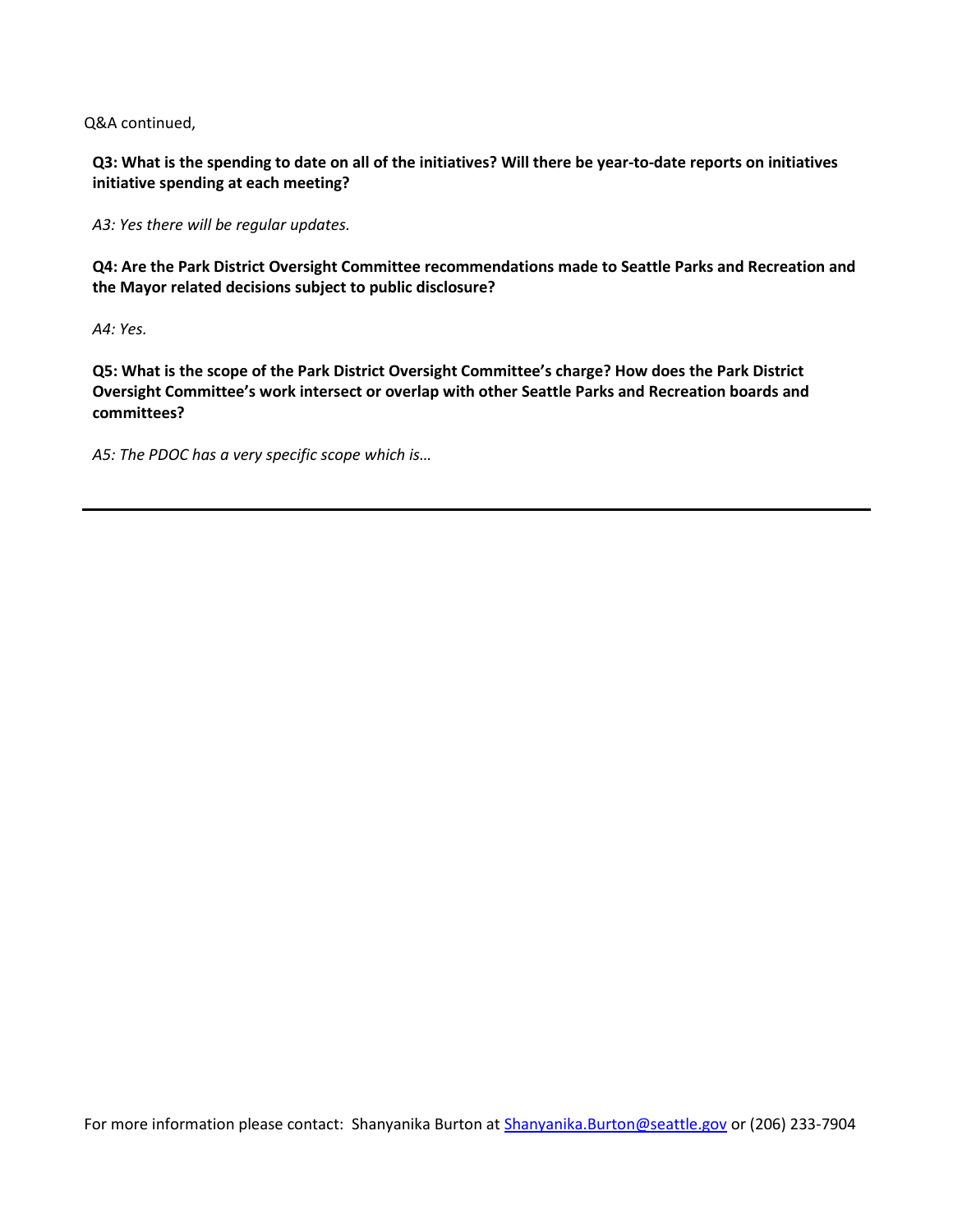Q&A continued,

**Q3: What is the spending to date on all of the initiatives? Will there be year-to-date reports on initiatives initiative spending at each meeting?**

*A3: Yes there will be regular updates.*

**Q4: Are the Park District Oversight Committee recommendations made to Seattle Parks and Recreation and the Mayor related decisions subject to public disclosure?**

*A4: Yes.*

**Q5: What is the scope of the Park District Oversight Committee's charge? How does the Park District Oversight Committee's work intersect or overlap with other Seattle Parks and Recreation boards and committees?**

*A5: The PDOC has a very specific scope which is…*

---

For more information please contact: Shanyanika Burton at [Shanyanika.Burton@seattle.gov](mailto:Shanyanika.Burton@seattle.gov) or (206) 233-7904